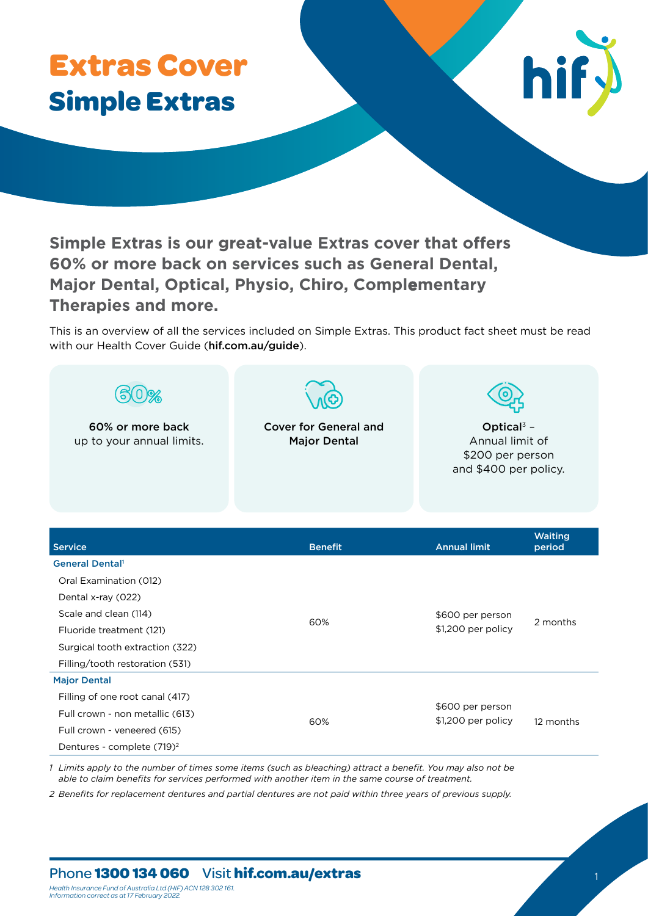# Extras Cover
## Simple Extras

**Simple Extras is our great-value Extras cover that offers 60% or more back on services such as General Dental, Major Dental, Optical, Physio, Chiro, Complementary Therapies and more.**

This is an overview of all the services included on Simple Extras. This product fact sheet must be read with our Health Cover Guide (**hif.com.au/guide**).

**60% or more back** up to your annual limits.

**Cover for General and Major Dental**

**Optical**[3] – Annual limit of $200 per person and $400 per policy.

| Service | Benefit | Annual limit | Waiting period |
|---|---|---|---|
| **General Dental**[1] | | | |
| Oral Examination (012) | 60% | $600 per person<br>$1,200 per policy | 2 months |
| Dental x-ray (022) | | | |
| Scale and clean (114) | | | |
| Fluoride treatment (121) | | | |
| Surgical tooth extraction (322) | | | |
| Filling/tooth restoration (531) | | | |
| **Major Dental** | | | |
| Filling of one root canal (417) | 60% | $600 per person<br>$1,200 per policy | 12 months |
| Full crown - non metallic (613) | | | |
| Full crown - veneered (615) | | | |
| Dentures - complete (719)[2] | | | |

*1 Limits apply to the number of times some items (such as bleaching) attract a benefit. You may also not be able to claim benefits for services performed with another item in the same course of treatment.*

*2 Benefits for replacement dentures and partial dentures are not paid within three years of previous supply.*

Phone **1300 134 060** Visit **hif.com.au/extras**

*Health Insurance Fund of Australia Ltd (HIF) ACN 128 302 161.*
*Information correct as at 17 February 2022.*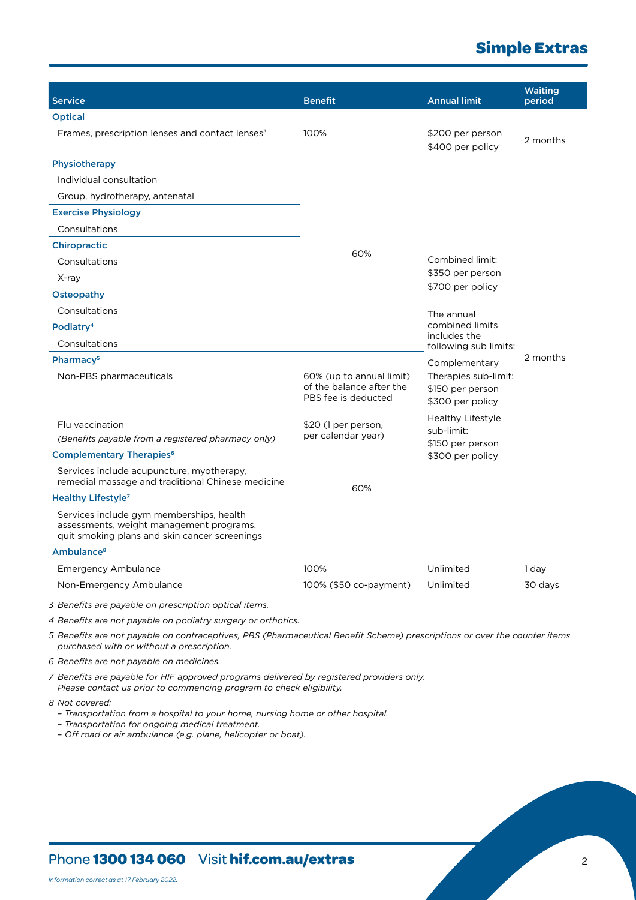# Simple Extras

| Service | Benefit | Annual limit | Waiting period |
|---|---|---|---|
| **Optical** | | | |
| Frames, prescription lenses and contact lenses[3] | 100% | $200 per person<br>$400 per policy | 2 months |
| **Physiotherapy** | 60% | Combined limit:<br>$350 per person<br>$700 per policy<br><br>The annual combined limits includes the following sub limits:<br><br>Complementary Therapies sub-limit:<br>$150 per person<br>$300 per policy<br><br>Healthy Lifestyle sub-limit:<br>$150 per person<br>$300 per policy | 2 months |
| Individual consultation | | | |
| Group, hydrotherapy, antenatal | | | |
| **Exercise Physiology** | | | |
| Consultations | | | |
| **Chiropractic** | | | |
| Consultations | | | |
| X-ray | | | |
| **Osteopathy** | | | |
| Consultations | | | |
| **Podiatry[4]** | | | |
| Consultations | | | |
| **Pharmacy[5]** | | | |
| Non-PBS pharmaceuticals | 60% (up to annual limit) of the balance after the PBS fee is deducted | | |
| Flu vaccination<br>*(Benefits payable from a registered pharmacy only)* | $20 (1 per person, per calendar year) | | |
| **Complementary Therapies[6]** | 60% | | |
| Services include acupuncture, myotherapy, remedial massage and traditional Chinese medicine | | | |
| **Healthy Lifestyle[7]** | | | |
| Services include gym memberships, health assessments, weight management programs, quit smoking plans and skin cancer screenings | | | |
| **Ambulance[8]** | | | |
| Emergency Ambulance | 100% | Unlimited | 1 day |
| Non-Emergency Ambulance | 100% ($50 co-payment) | Unlimited | 30 days |

*3 Benefits are payable on prescription optical items.*

*4 Benefits are not payable on podiatry surgery or orthotics.*

*5 Benefits are not payable on contraceptives, PBS (Pharmaceutical Benefit Scheme) prescriptions or over the counter items purchased with or without a prescription.*

*6 Benefits are not payable on medicines.*

*7 Benefits are payable for HIF approved programs delivered by registered providers only. Please contact us prior to commencing program to check eligibility.*

*8 Not covered:*
- *Transportation from a hospital to your home, nursing home or other hospital.*
- *Transportation for ongoing medical treatment.*
- *Off road or air ambulance (e.g. plane, helicopter or boat).*

Phone **1300 134 060** Visit **hif.com.au/extras**

*Information correct as at 17 February 2022.*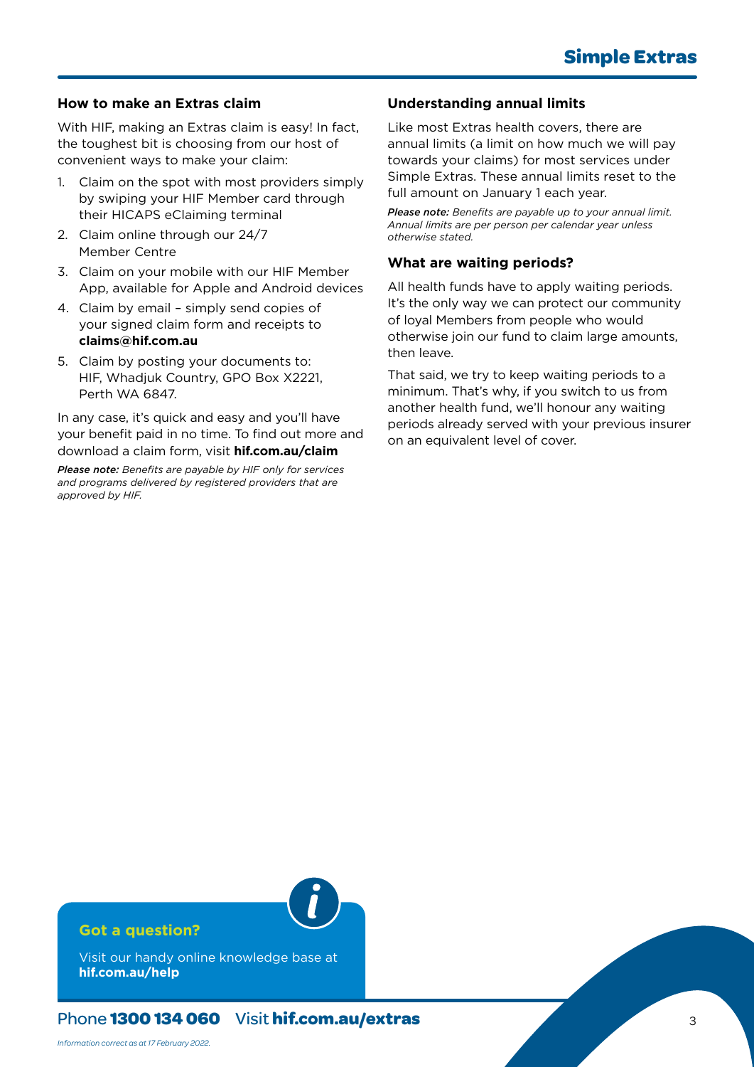## How to make an Extras claim

With HIF, making an Extras claim is easy! In fact, the toughest bit is choosing from our host of convenient ways to make your claim:

1. Claim on the spot with most providers simply by swiping your HIF Member card through their HICAPS eClaiming terminal
2. Claim online through our 24/7 Member Centre
3. Claim on your mobile with our HIF Member App, available for Apple and Android devices
4. Claim by email – simply send copies of your signed claim form and receipts to **claims@hif.com.au**
5. Claim by posting your documents to: HIF, Whadjuk Country, GPO Box X2221, Perth WA 6847.

In any case, it's quick and easy and you'll have your benefit paid in no time. To find out more and download a claim form, visit **hif.com.au/claim**

***Please note:*** *Benefits are payable by HIF only for services and programs delivered by registered providers that are approved by HIF.*

## Understanding annual limits

Like most Extras health covers, there are annual limits (a limit on how much we will pay towards your claims) for most services under Simple Extras. These annual limits reset to the full amount on January 1 each year.

***Please note:*** *Benefits are payable up to your annual limit. Annual limits are per person per calendar year unless otherwise stated.*

## What are waiting periods?

All health funds have to apply waiting periods. It's the only way we can protect our community of loyal Members from people who would otherwise join our fund to claim large amounts, then leave.

That said, we try to keep waiting periods to a minimum. That's why, if you switch to us from another health fund, we'll honour any waiting periods already served with your previous insurer on an equivalent level of cover.

**Got a question?**

Visit our handy online knowledge base at **hif.com.au/help**

Phone **1300 134 060** Visit **hif.com.au/extras**

*Information correct as at 17 February 2022.*